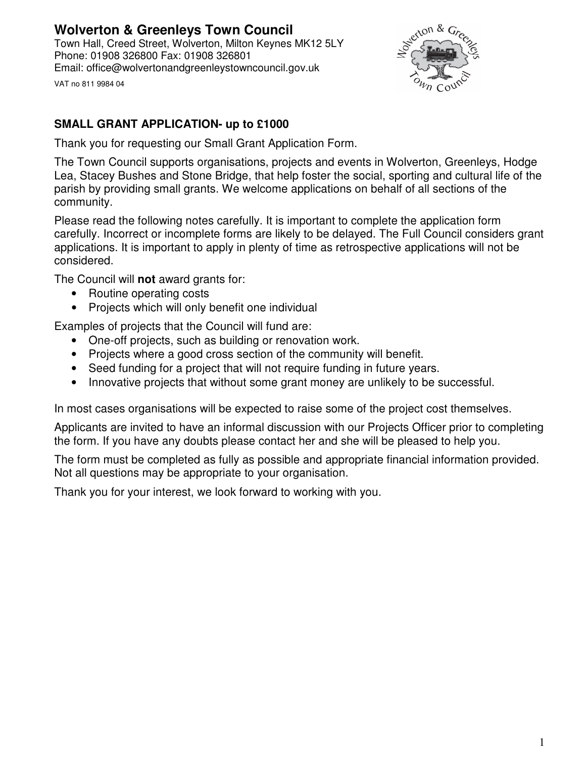# Wolverton & Greenleys Town Council

Town Hall, Creed Street, Wolverton, Milton Keynes MK12 5LY
Phone: 01908 326800 Fax: 01908 326801
Email: office@wolvertonandgreenleystowncouncil.gov.uk

VAT no 811 9984 04

**SMALL GRANT APPLICATION- up to £1000**

Thank you for requesting our Small Grant Application Form.

The Town Council supports organisations, projects and events in Wolverton, Greenleys, Hodge Lea, Stacey Bushes and Stone Bridge, that help foster the social, sporting and cultural life of the parish by providing small grants. We welcome applications on behalf of all sections of the community.

Please read the following notes carefully. It is important to complete the application form carefully. Incorrect or incomplete forms are likely to be delayed. The Full Council considers grant applications. It is important to apply in plenty of time as retrospective applications will not be considered.

The Council will **not** award grants for:

- Routine operating costs
- Projects which will only benefit one individual

Examples of projects that the Council will fund are:

- One-off projects, such as building or renovation work.
- Projects where a good cross section of the community will benefit.
- Seed funding for a project that will not require funding in future years.
- Innovative projects that without some grant money are unlikely to be successful.

In most cases organisations will be expected to raise some of the project cost themselves.

Applicants are invited to have an informal discussion with our Projects Officer prior to completing the form. If you have any doubts please contact her and she will be pleased to help you.

The form must be completed as fully as possible and appropriate financial information provided. Not all questions may be appropriate to your organisation.

Thank you for your interest, we look forward to working with you.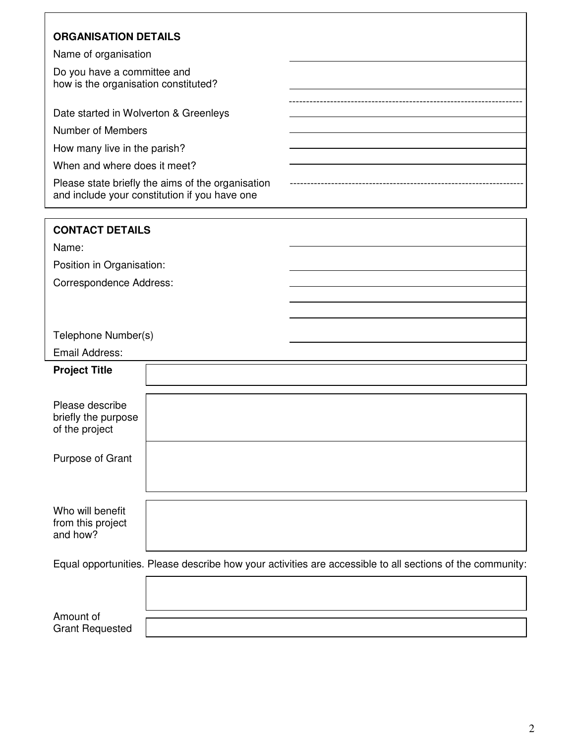**ORGANISATION DETAILS**

| | |
|---|---|
| Name of organisation | |
| Do you have a committee and how is the organisation constituted? | |
| Date started in Wolverton & Greenleys | |
| Number of Members | |
| How many live in the parish? | |
| When and where does it meet? | |
| Please state briefly the aims of the organisation and include your constitution if you have one | |

**CONTACT DETAILS**

| | |
|---|---|
| Name: | |
| Position in Organisation: | |
| Correspondence Address: | |
| | |
| | |
| Telephone Number(s) | |
| Email Address: | |

| | |
|---|---|
| **Project Title** | |
| Please describe briefly the purpose of the project | |
| Purpose of Grant | |
| Who will benefit from this project and how? | |

Equal opportunities. Please describe how your activities are accessible to all sections of the community:

| | |
|---|---|
| | |
| Amount of Grant Requested | |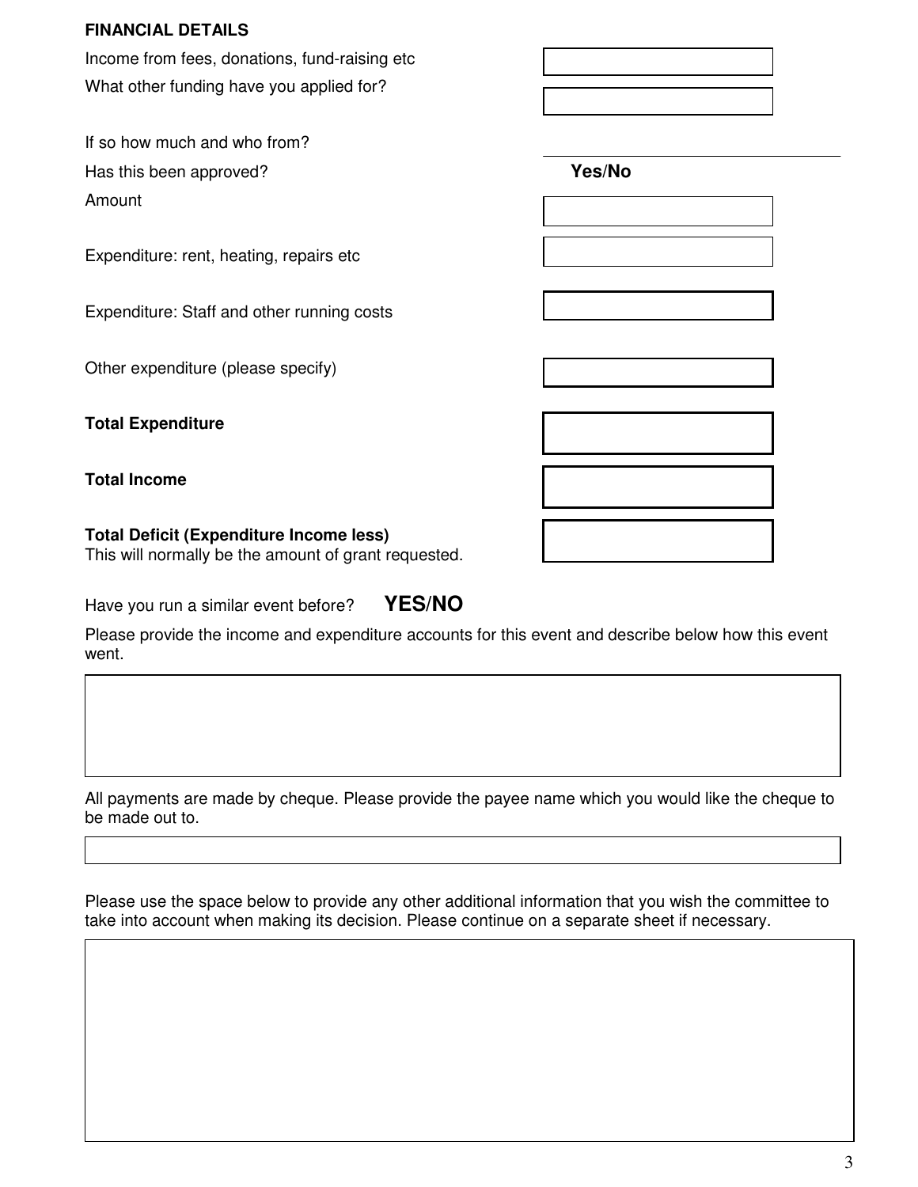**FINANCIAL DETAILS**

Income from fees, donations, fund-raising etc

What other funding have you applied for?

If so how much and who from?

Has this been approved? **Yes/No**

Amount

Expenditure: rent, heating, repairs etc

Expenditure: Staff and other running costs

Other expenditure (please specify)

**Total Expenditure**

**Total Income**

**Total Deficit (Expenditure Income less)**
This will normally be the amount of grant requested.

Have you run a similar event before? **YES/NO**

Please provide the income and expenditure accounts for this event and describe below how this event went.

All payments are made by cheque. Please provide the payee name which you would like the cheque to be made out to.

Please use the space below to provide any other additional information that you wish the committee to take into account when making its decision. Please continue on a separate sheet if necessary.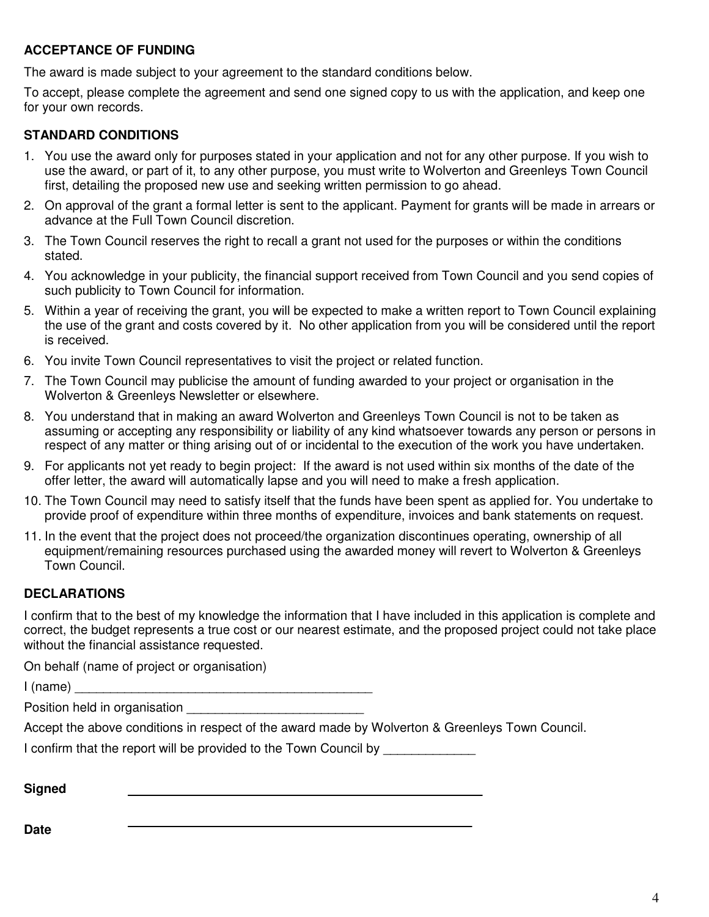**ACCEPTANCE OF FUNDING**

The award is made subject to your agreement to the standard conditions below.

To accept, please complete the agreement and send one signed copy to us with the application, and keep one for your own records.

**STANDARD CONDITIONS**

1. You use the award only for purposes stated in your application and not for any other purpose. If you wish to use the award, or part of it, to any other purpose, you must write to Wolverton and Greenleys Town Council first, detailing the proposed new use and seeking written permission to go ahead.
2. On approval of the grant a formal letter is sent to the applicant. Payment for grants will be made in arrears or advance at the Full Town Council discretion.
3. The Town Council reserves the right to recall a grant not used for the purposes or within the conditions stated.
4. You acknowledge in your publicity, the financial support received from Town Council and you send copies of such publicity to Town Council for information.
5. Within a year of receiving the grant, you will be expected to make a written report to Town Council explaining the use of the grant and costs covered by it. No other application from you will be considered until the report is received.
6. You invite Town Council representatives to visit the project or related function.
7. The Town Council may publicise the amount of funding awarded to your project or organisation in the Wolverton & Greenleys Newsletter or elsewhere.
8. You understand that in making an award Wolverton and Greenleys Town Council is not to be taken as assuming or accepting any responsibility or liability of any kind whatsoever towards any person or persons in respect of any matter or thing arising out of or incidental to the execution of the work you have undertaken.
9. For applicants not yet ready to begin project: If the award is not used within six months of the date of the offer letter, the award will automatically lapse and you will need to make a fresh application.
10. The Town Council may need to satisfy itself that the funds have been spent as applied for. You undertake to provide proof of expenditure within three months of expenditure, invoices and bank statements on request.
11. In the event that the project does not proceed/the organization discontinues operating, ownership of all equipment/remaining resources purchased using the awarded money will revert to Wolverton & Greenleys Town Council.

**DECLARATIONS**

I confirm that to the best of my knowledge the information that I have included in this application is complete and correct, the budget represents a true cost or our nearest estimate, and the proposed project could not take place without the financial assistance requested.

On behalf (name of project or organisation)

I (name) ___________________________________________

Position held in organisation _________________________

Accept the above conditions in respect of the award made by Wolverton & Greenleys Town Council.

I confirm that the report will be provided to the Town Council by _____________

**Signed** ___________________________________________

**Date** ___________________________________________